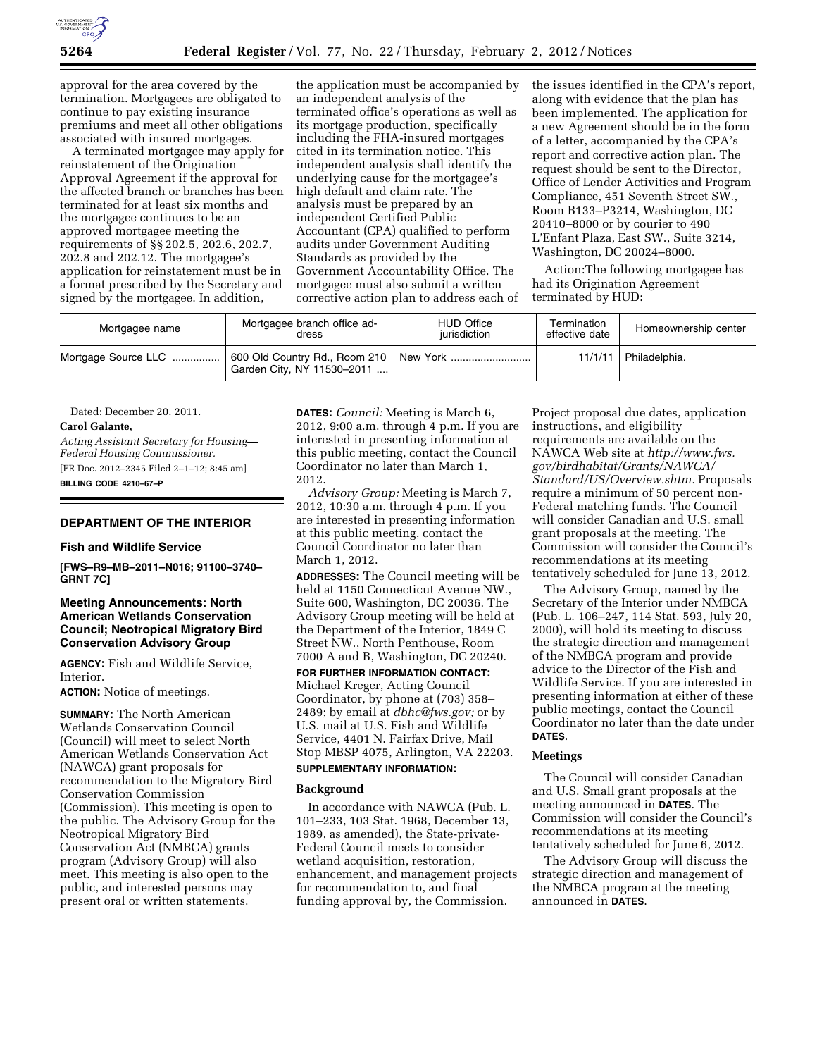approval for the area covered by the termination. Mortgagees are obligated to continue to pay existing insurance premiums and meet all other obligations associated with insured mortgages.

A terminated mortgagee may apply for reinstatement of the Origination Approval Agreement if the approval for the affected branch or branches has been terminated for at least six months and the mortgagee continues to be an approved mortgagee meeting the requirements of §§ 202.5, 202.6, 202.7, 202.8 and 202.12. The mortgagee's application for reinstatement must be in a format prescribed by the Secretary and signed by the mortgagee. In addition, the application must be accompanied by an independent analysis of the terminated office's operations as well as its mortgage production, specifically including the FHA-insured mortgages cited in its termination notice. This independent analysis shall identify the underlying cause for the mortgagee's high default and claim rate. The analysis must be prepared by an independent Certified Public Accountant (CPA) qualified to perform audits under Government Auditing Standards as provided by the Government Accountability Office. The mortgagee must also submit a written corrective action plan to address each of the issues identified in the CPA's report, along with evidence that the plan has been implemented. The application for a new Agreement should be in the form of a letter, accompanied by the CPA's report and corrective action plan. The request should be sent to the Director, Office of Lender Activities and Program Compliance, 451 Seventh Street SW., Room B133–P3214, Washington, DC 20410–8000 or by courier to 490 L'Enfant Plaza, East SW., Suite 3214, Washington, DC 20024–8000.

Action:The following mortgagee has had its Origination Agreement terminated by HUD:

| Mortgagee name | Mortgagee branch office address | HUD Office jurisdiction | Termination effective date | Homeownership center |
|---|---|---|---|---|
| Mortgage Source LLC | 600 Old Country Rd., Room 210 Garden City, NY 11530–2011 | New York | 11/1/11 | Philadelphia. |

Dated: December 20, 2011.

**Carol Galante,**

*Acting Assistant Secretary for Housing—Federal Housing Commissioner.*

[FR Doc. 2012–2345 Filed 2–1–12; 8:45 am]

**BILLING CODE 4210–67–P**

## DEPARTMENT OF THE INTERIOR

### Fish and Wildlife Service

**[FWS–R9–MB–2011–N016; 91100–3740–GRNT 7C]**

### Meeting Announcements: North American Wetlands Conservation Council; Neotropical Migratory Bird Conservation Advisory Group

**AGENCY:** Fish and Wildlife Service, Interior.

**ACTION:** Notice of meetings.

**SUMMARY:** The North American Wetlands Conservation Council (Council) will meet to select North American Wetlands Conservation Act (NAWCA) grant proposals for recommendation to the Migratory Bird Conservation Commission (Commission). This meeting is open to the public. The Advisory Group for the Neotropical Migratory Bird Conservation Act (NMBCA) grants program (Advisory Group) will also meet. This meeting is also open to the public, and interested persons may present oral or written statements.

**DATES:** *Council:* Meeting is March 6, 2012, 9:00 a.m. through 4 p.m. If you are interested in presenting information at this public meeting, contact the Council Coordinator no later than March 1, 2012.

*Advisory Group:* Meeting is March 7, 2012, 10:30 a.m. through 4 p.m. If you are interested in presenting information at this public meeting, contact the Council Coordinator no later than March 1, 2012.

**ADDRESSES:** The Council meeting will be held at 1150 Connecticut Avenue NW., Suite 600, Washington, DC 20036. The Advisory Group meeting will be held at the Department of the Interior, 1849 C Street NW., North Penthouse, Room 7000 A and B, Washington, DC 20240.

**FOR FURTHER INFORMATION CONTACT:** Michael Kreger, Acting Council Coordinator, by phone at (703) 358–2489; by email at *dbhc@fws.gov;* or by U.S. mail at U.S. Fish and Wildlife Service, 4401 N. Fairfax Drive, Mail Stop MBSP 4075, Arlington, VA 22203.

**SUPPLEMENTARY INFORMATION:**

#### Background

In accordance with NAWCA (Pub. L. 101–233, 103 Stat. 1968, December 13, 1989, as amended), the State-private-Federal Council meets to consider wetland acquisition, restoration, enhancement, and management projects for recommendation to, and final funding approval by, the Commission. Project proposal due dates, application instructions, and eligibility requirements are available on the NAWCA Web site at *http://www.fws.gov/birdhabitat/Grants/NAWCA/Standard/US/Overview.shtm.* Proposals require a minimum of 50 percent non-Federal matching funds. The Council will consider Canadian and U.S. small grant proposals at the meeting. The Commission will consider the Council's recommendations at its meeting tentatively scheduled for June 13, 2012.

The Advisory Group, named by the Secretary of the Interior under NMBCA (Pub. L. 106–247, 114 Stat. 593, July 20, 2000), will hold its meeting to discuss the strategic direction and management of the NMBCA program and provide advice to the Director of the Fish and Wildlife Service. If you are interested in presenting information at either of these public meetings, contact the Council Coordinator no later than the date under **DATES**.

#### Meetings

The Council will consider Canadian and U.S. Small grant proposals at the meeting announced in **DATES**. The Commission will consider the Council's recommendations at its meeting tentatively scheduled for June 6, 2012.

The Advisory Group will discuss the strategic direction and management of the NMBCA program at the meeting announced in **DATES**.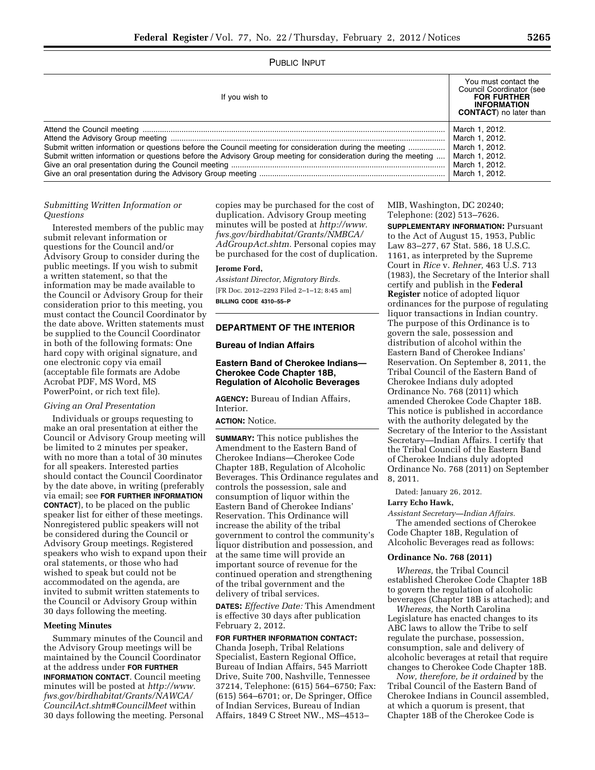PUBLIC INPUT

| If you wish to | You must contact the Council Coordinator (see **FOR FURTHER INFORMATION CONTACT**) no later than |
| --- | --- |
| Attend the Council meeting | March 1, 2012. |
| Attend the Advisory Group meeting | March 1, 2012. |
| Submit written information or questions before the Council meeting for consideration during the meeting | March 1, 2012. |
| Submit written information or questions before the Advisory Group meeting for consideration during the meeting | March 1, 2012. |
| Give an oral presentation during the Council meeting | March 1, 2012. |
| Give an oral presentation during the Advisory Group meeting | March 1, 2012. |

*Submitting Written Information or Questions*

Interested members of the public may submit relevant information or questions for the Council and/or Advisory Group to consider during the public meetings. If you wish to submit a written statement, so that the information may be made available to the Council or Advisory Group for their consideration prior to this meeting, you must contact the Council Coordinator by the date above. Written statements must be supplied to the Council Coordinator in both of the following formats: One hard copy with original signature, and one electronic copy via email (acceptable file formats are Adobe Acrobat PDF, MS Word, MS PowerPoint, or rich text file).

*Giving an Oral Presentation*

Individuals or groups requesting to make an oral presentation at either the Council or Advisory Group meeting will be limited to 2 minutes per speaker, with no more than a total of 30 minutes for all speakers. Interested parties should contact the Council Coordinator by the date above, in writing (preferably via email; see **FOR FURTHER INFORMATION CONTACT**), to be placed on the public speaker list for either of these meetings. Nonregistered public speakers will not be considered during the Council or Advisory Group meetings. Registered speakers who wish to expand upon their oral statements, or those who had wished to speak but could not be accommodated on the agenda, are invited to submit written statements to the Council or Advisory Group within 30 days following the meeting.

**Meeting Minutes**

Summary minutes of the Council and the Advisory Group meetings will be maintained by the Council Coordinator at the address under **FOR FURTHER INFORMATION CONTACT**. Council meeting minutes will be posted at *http://www.fws.gov/birdhabitat/Grants/NAWCA/CouncilAct.shtm#CouncilMeet* within 30 days following the meeting. Personal copies may be purchased for the cost of duplication. Advisory Group meeting minutes will be posted at *http://www.fws.gov/birdhabitat/Grants/NMBCA/AdGroupAct.shtm.* Personal copies may be purchased for the cost of duplication.

**Jerome Ford,**

*Assistant Director, Migratory Birds.*

[FR Doc. 2012–2293 Filed 2–1–12; 8:45 am]

**BILLING CODE 4310–55–P**

## DEPARTMENT OF THE INTERIOR

### Bureau of Indian Affairs

### Eastern Band of Cherokee Indians—Cherokee Code Chapter 18B, Regulation of Alcoholic Beverages

**AGENCY:** Bureau of Indian Affairs, Interior.

**ACTION:** Notice.

**SUMMARY:** This notice publishes the Amendment to the Eastern Band of Cherokee Indians—Cherokee Code Chapter 18B, Regulation of Alcoholic Beverages. This Ordinance regulates and controls the possession, sale and consumption of liquor within the Eastern Band of Cherokee Indians' Reservation. This Ordinance will increase the ability of the tribal government to control the community's liquor distribution and possession, and at the same time will provide an important source of revenue for the continued operation and strengthening of the tribal government and the delivery of tribal services.

**DATES:** *Effective Date:* This Amendment is effective 30 days after publication February 2, 2012.

**FOR FURTHER INFORMATION CONTACT:** Chanda Joseph, Tribal Relations Specialist, Eastern Regional Office, Bureau of Indian Affairs, 545 Marriott Drive, Suite 700, Nashville, Tennessee 37214, Telephone: (615) 564–6750; Fax: (615) 564–6701; or, De Springer, Office of Indian Services, Bureau of Indian Affairs, 1849 C Street NW., MS–4513–MIB, Washington, DC 20240; Telephone: (202) 513–7626.

**SUPPLEMENTARY INFORMATION:** Pursuant to the Act of August 15, 1953, Public Law 83–277, 67 Stat. 586, 18 U.S.C. 1161, as interpreted by the Supreme Court in *Rice* v. *Rehner,* 463 U.S. 713 (1983), the Secretary of the Interior shall certify and publish in the **Federal Register** notice of adopted liquor ordinances for the purpose of regulating liquor transactions in Indian country. The purpose of this Ordinance is to govern the sale, possession and distribution of alcohol within the Eastern Band of Cherokee Indians' Reservation. On September 8, 2011, the Tribal Council of the Eastern Band of Cherokee Indians duly adopted Ordinance No. 768 (2011) which amended Cherokee Code Chapter 18B. This notice is published in accordance with the authority delegated by the Secretary of the Interior to the Assistant Secretary—Indian Affairs. I certify that the Tribal Council of the Eastern Band of Cherokee Indians duly adopted Ordinance No. 768 (2011) on September 8, 2011.

Dated: January 26, 2012.

**Larry Echo Hawk,**

*Assistant Secretary—Indian Affairs.*

The amended sections of Cherokee Code Chapter 18B, Regulation of Alcoholic Beverages read as follows:

**Ordinance No. 768 (2011)**

*Whereas,* the Tribal Council established Cherokee Code Chapter 18B to govern the regulation of alcoholic beverages (Chapter 18B is attached); and

*Whereas,* the North Carolina Legislature has enacted changes to its ABC laws to allow the Tribe to self regulate the purchase, possession, consumption, sale and delivery of alcoholic beverages at retail that require changes to Cherokee Code Chapter 18B.

*Now, therefore, be it ordained* by the Tribal Council of the Eastern Band of Cherokee Indians in Council assembled, at which a quorum is present, that Chapter 18B of the Cherokee Code is